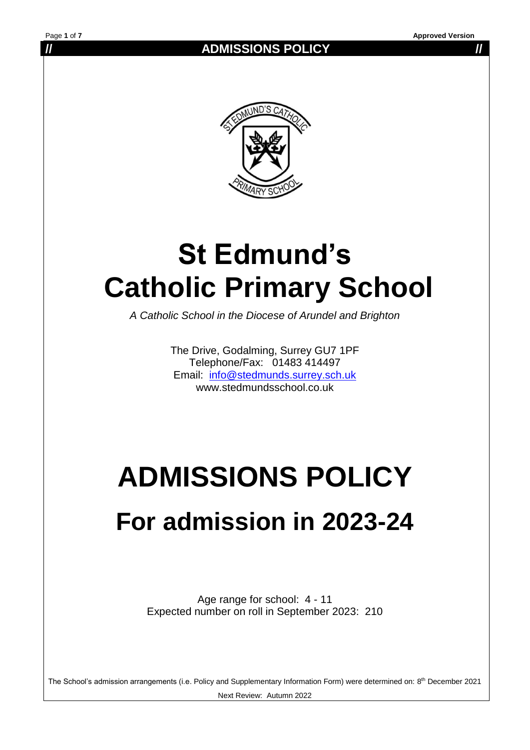# St Edmund's Catholic Primary School

*A Catholic School in the Diocese of Arundel and Brighton*

The Drive, Godalming, Surrey GU7 1PF
Telephone/Fax: 01483 414497
Email: info@stedmunds.surrey.sch.uk
www.stedmundsschool.co.uk

# ADMISSIONS POLICY

## For admission in 2023-24

Age range for school: 4 - 11
Expected number on roll in September 2023: 210

The School's admission arrangements (i.e. Policy and Supplementary Information Form) were determined on: 8th December 2021

Next Review: Autumn 2022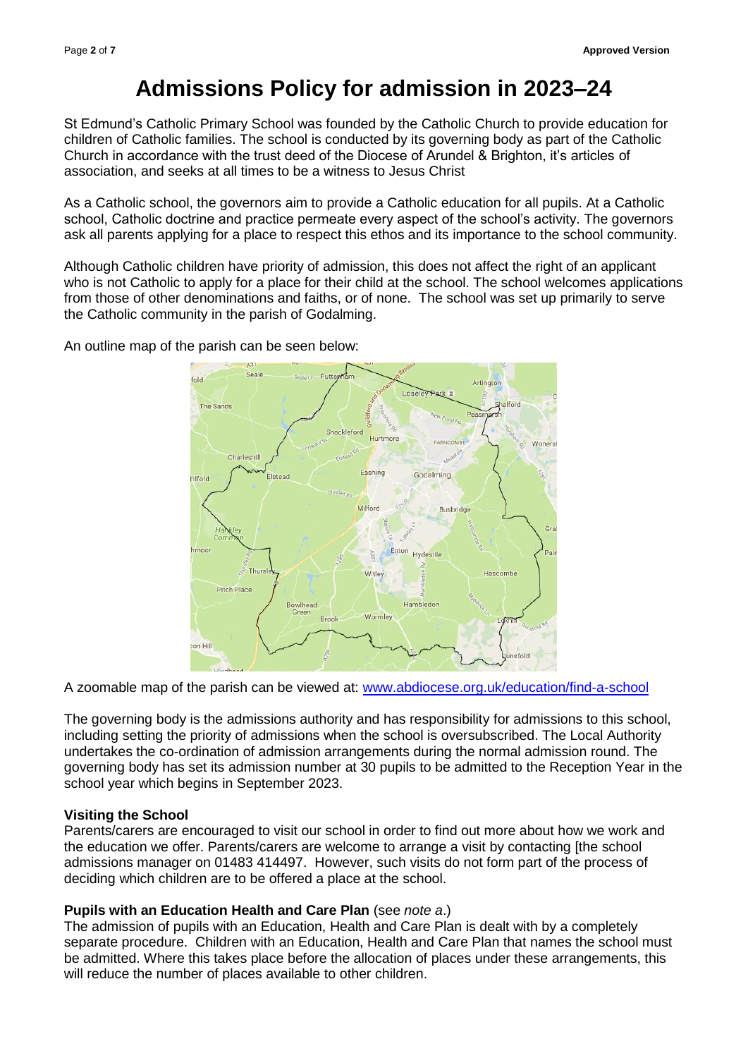# Admissions Policy for admission in 2023–24

St Edmund's Catholic Primary School was founded by the Catholic Church to provide education for children of Catholic families. The school is conducted by its governing body as part of the Catholic Church in accordance with the trust deed of the Diocese of Arundel & Brighton, it's articles of association, and seeks at all times to be a witness to Jesus Christ

As a Catholic school, the governors aim to provide a Catholic education for all pupils. At a Catholic school, Catholic doctrine and practice permeate every aspect of the school's activity. The governors ask all parents applying for a place to respect this ethos and its importance to the school community.

Although Catholic children have priority of admission, this does not affect the right of an applicant who is not Catholic to apply for a place for their child at the school. The school welcomes applications from those of other denominations and faiths, or of none. The school was set up primarily to serve the Catholic community in the parish of Godalming.

An outline map of the parish can be seen below:

A zoomable map of the parish can be viewed at: www.abdiocese.org.uk/education/find-a-school

The governing body is the admissions authority and has responsibility for admissions to this school, including setting the priority of admissions when the school is oversubscribed. The Local Authority undertakes the co-ordination of admission arrangements during the normal admission round. The governing body has set its admission number at 30 pupils to be admitted to the Reception Year in the school year which begins in September 2023.

**Visiting the School**

Parents/carers are encouraged to visit our school in order to find out more about how we work and the education we offer. Parents/carers are welcome to arrange a visit by contacting [the school admissions manager on 01483 414497. However, such visits do not form part of the process of deciding which children are to be offered a place at the school.

**Pupils with an Education Health and Care Plan** (see *note a*.)

The admission of pupils with an Education, Health and Care Plan is dealt with by a completely separate procedure. Children with an Education, Health and Care Plan that names the school must be admitted. Where this takes place before the allocation of places under these arrangements, this will reduce the number of places available to other children.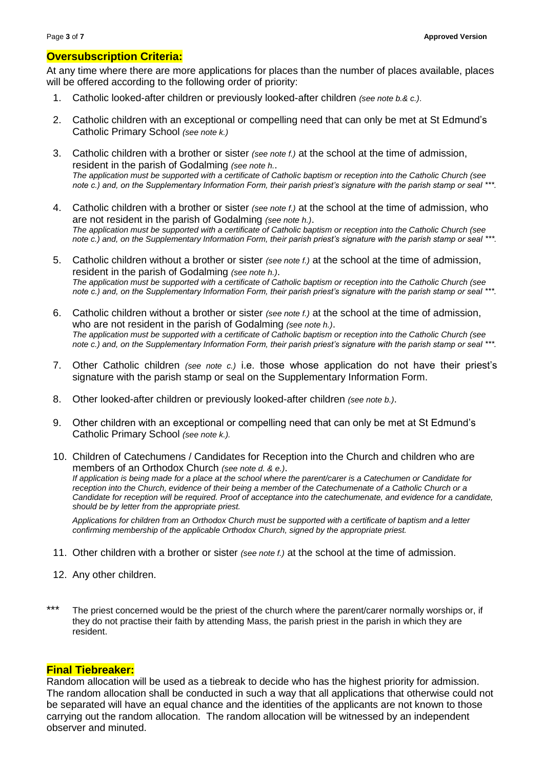## Oversubscription Criteria:

At any time where there are more applications for places than the number of places available, places will be offered according to the following order of priority:

1. Catholic looked-after children or previously looked-after children *(see note b.& c.)*.
2. Catholic children with an exceptional or compelling need that can only be met at St Edmund's Catholic Primary School *(see note k.)*
3. Catholic children with a brother or sister *(see note f.)* at the school at the time of admission, resident in the parish of Godalming *(see note h.*.
   *The application must be supported with a certificate of Catholic baptism or reception into the Catholic Church (see note c.) and, on the Supplementary Information Form, their parish priest's signature with the parish stamp or seal \*\*\*.*
4. Catholic children with a brother or sister *(see note f.)* at the school at the time of admission, who are not resident in the parish of Godalming *(see note h.)*.
   *The application must be supported with a certificate of Catholic baptism or reception into the Catholic Church (see note c.) and, on the Supplementary Information Form, their parish priest's signature with the parish stamp or seal \*\*\*.*
5. Catholic children without a brother or sister *(see note f.)* at the school at the time of admission, resident in the parish of Godalming *(see note h.)*.
   *The application must be supported with a certificate of Catholic baptism or reception into the Catholic Church (see note c.) and, on the Supplementary Information Form, their parish priest's signature with the parish stamp or seal \*\*\*.*
6. Catholic children without a brother or sister *(see note f.)* at the school at the time of admission, who are not resident in the parish of Godalming *(see note h.)*.
   *The application must be supported with a certificate of Catholic baptism or reception into the Catholic Church (see note c.) and, on the Supplementary Information Form, their parish priest's signature with the parish stamp or seal \*\*\*.*
7. Other Catholic children *(see note c.)* i.e. those whose application do not have their priest's signature with the parish stamp or seal on the Supplementary Information Form.
8. Other looked-after children or previously looked-after children *(see note b.)*.
9. Other children with an exceptional or compelling need that can only be met at St Edmund's Catholic Primary School *(see note k.)*.
10. Children of Catechumens / Candidates for Reception into the Church and children who are members of an Orthodox Church *(see note d. & e.)*.
    *If application is being made for a place at the school where the parent/carer is a Catechumen or Candidate for reception into the Church, evidence of their being a member of the Catechumenate of a Catholic Church or a Candidate for reception will be required. Proof of acceptance into the catechumenate, and evidence for a candidate, should be by letter from the appropriate priest.*

    *Applications for children from an Orthodox Church must be supported with a certificate of baptism and a letter confirming membership of the applicable Orthodox Church, signed by the appropriate priest.*
11. Other children with a brother or sister *(see note f.)* at the school at the time of admission.
12. Any other children.

\*\*\* The priest concerned would be the priest of the church where the parent/carer normally worships or, if they do not practise their faith by attending Mass, the parish priest in the parish in which they are resident.

## Final Tiebreaker:

Random allocation will be used as a tiebreak to decide who has the highest priority for admission. The random allocation shall be conducted in such a way that all applications that otherwise could not be separated will have an equal chance and the identities of the applicants are not known to those carrying out the random allocation. The random allocation will be witnessed by an independent observer and minuted.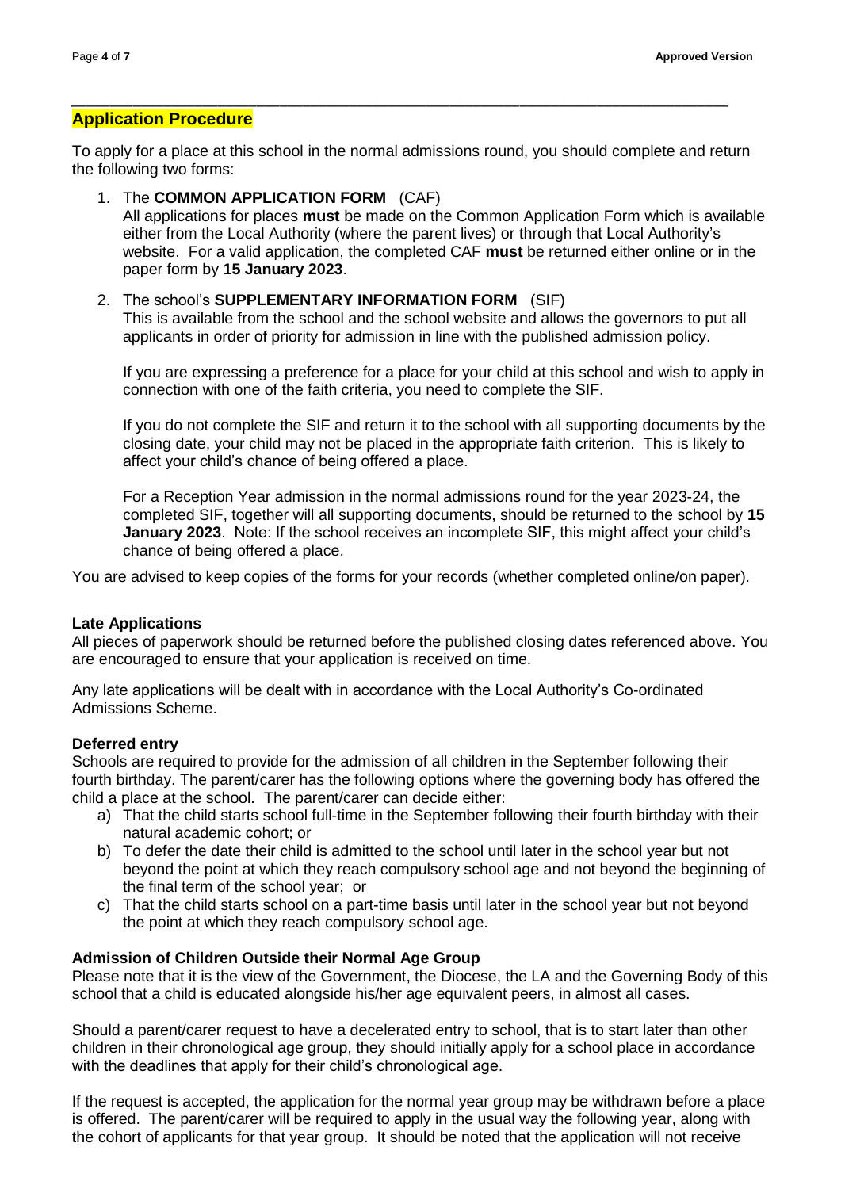## Application Procedure

To apply for a place at this school in the normal admissions round, you should complete and return the following two forms:

1. The **COMMON APPLICATION FORM** (CAF)
   All applications for places **must** be made on the Common Application Form which is available either from the Local Authority (where the parent lives) or through that Local Authority's website. For a valid application, the completed CAF **must** be returned either online or in the paper form by **15 January 2023**.

2. The school's **SUPPLEMENTARY INFORMATION FORM** (SIF)
   This is available from the school and the school website and allows the governors to put all applicants in order of priority for admission in line with the published admission policy.

   If you are expressing a preference for a place for your child at this school and wish to apply in connection with one of the faith criteria, you need to complete the SIF.

   If you do not complete the SIF and return it to the school with all supporting documents by the closing date, your child may not be placed in the appropriate faith criterion. This is likely to affect your child's chance of being offered a place.

   For a Reception Year admission in the normal admissions round for the year 2023-24, the completed SIF, together will all supporting documents, should be returned to the school by **15 January 2023**. Note: If the school receives an incomplete SIF, this might affect your child's chance of being offered a place.

You are advised to keep copies of the forms for your records (whether completed online/on paper).

**Late Applications**
All pieces of paperwork should be returned before the published closing dates referenced above. You are encouraged to ensure that your application is received on time.

Any late applications will be dealt with in accordance with the Local Authority's Co-ordinated Admissions Scheme.

**Deferred entry**
Schools are required to provide for the admission of all children in the September following their fourth birthday. The parent/carer has the following options where the governing body has offered the child a place at the school. The parent/carer can decide either:

a) That the child starts school full-time in the September following their fourth birthday with their natural academic cohort; or
b) To defer the date their child is admitted to the school until later in the school year but not beyond the point at which they reach compulsory school age and not beyond the beginning of the final term of the school year; or
c) That the child starts school on a part-time basis until later in the school year but not beyond the point at which they reach compulsory school age.

**Admission of Children Outside their Normal Age Group**
Please note that it is the view of the Government, the Diocese, the LA and the Governing Body of this school that a child is educated alongside his/her age equivalent peers, in almost all cases.

Should a parent/carer request to have a decelerated entry to school, that is to start later than other children in their chronological age group, they should initially apply for a school place in accordance with the deadlines that apply for their child's chronological age.

If the request is accepted, the application for the normal year group may be withdrawn before a place is offered. The parent/carer will be required to apply in the usual way the following year, along with the cohort of applicants for that year group. It should be noted that the application will not receive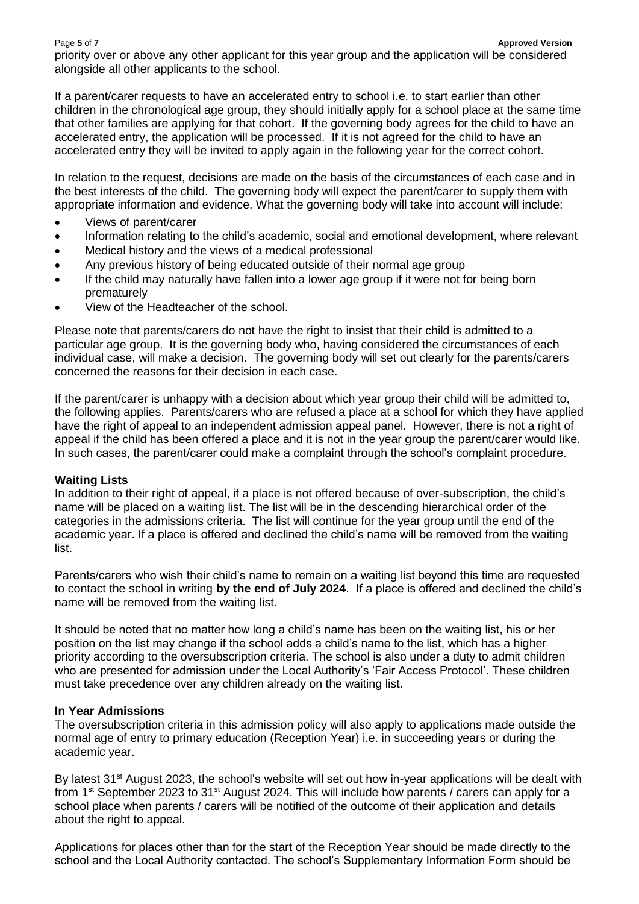priority over or above any other applicant for this year group and the application will be considered alongside all other applicants to the school.

If a parent/carer requests to have an accelerated entry to school i.e. to start earlier than other children in the chronological age group, they should initially apply for a school place at the same time that other families are applying for that cohort. If the governing body agrees for the child to have an accelerated entry, the application will be processed. If it is not agreed for the child to have an accelerated entry they will be invited to apply again in the following year for the correct cohort.

In relation to the request, decisions are made on the basis of the circumstances of each case and in the best interests of the child. The governing body will expect the parent/carer to supply them with appropriate information and evidence. What the governing body will take into account will include:

- Views of parent/carer
- Information relating to the child's academic, social and emotional development, where relevant
- Medical history and the views of a medical professional
- Any previous history of being educated outside of their normal age group
- If the child may naturally have fallen into a lower age group if it were not for being born prematurely
- View of the Headteacher of the school.

Please note that parents/carers do not have the right to insist that their child is admitted to a particular age group. It is the governing body who, having considered the circumstances of each individual case, will make a decision. The governing body will set out clearly for the parents/carers concerned the reasons for their decision in each case.

If the parent/carer is unhappy with a decision about which year group their child will be admitted to, the following applies. Parents/carers who are refused a place at a school for which they have applied have the right of appeal to an independent admission appeal panel. However, there is not a right of appeal if the child has been offered a place and it is not in the year group the parent/carer would like. In such cases, the parent/carer could make a complaint through the school's complaint procedure.

**Waiting Lists**

In addition to their right of appeal, if a place is not offered because of over-subscription, the child's name will be placed on a waiting list. The list will be in the descending hierarchical order of the categories in the admissions criteria. The list will continue for the year group until the end of the academic year. If a place is offered and declined the child's name will be removed from the waiting list.

Parents/carers who wish their child's name to remain on a waiting list beyond this time are requested to contact the school in writing **by the end of July 2024**. If a place is offered and declined the child's name will be removed from the waiting list.

It should be noted that no matter how long a child's name has been on the waiting list, his or her position on the list may change if the school adds a child's name to the list, which has a higher priority according to the oversubscription criteria. The school is also under a duty to admit children who are presented for admission under the Local Authority's 'Fair Access Protocol'. These children must take precedence over any children already on the waiting list.

**In Year Admissions**

The oversubscription criteria in this admission policy will also apply to applications made outside the normal age of entry to primary education (Reception Year) i.e. in succeeding years or during the academic year.

By latest 31st August 2023, the school's website will set out how in-year applications will be dealt with from 1st September 2023 to 31st August 2024. This will include how parents / carers can apply for a school place when parents / carers will be notified of the outcome of their application and details about the right to appeal.

Applications for places other than for the start of the Reception Year should be made directly to the school and the Local Authority contacted. The school's Supplementary Information Form should be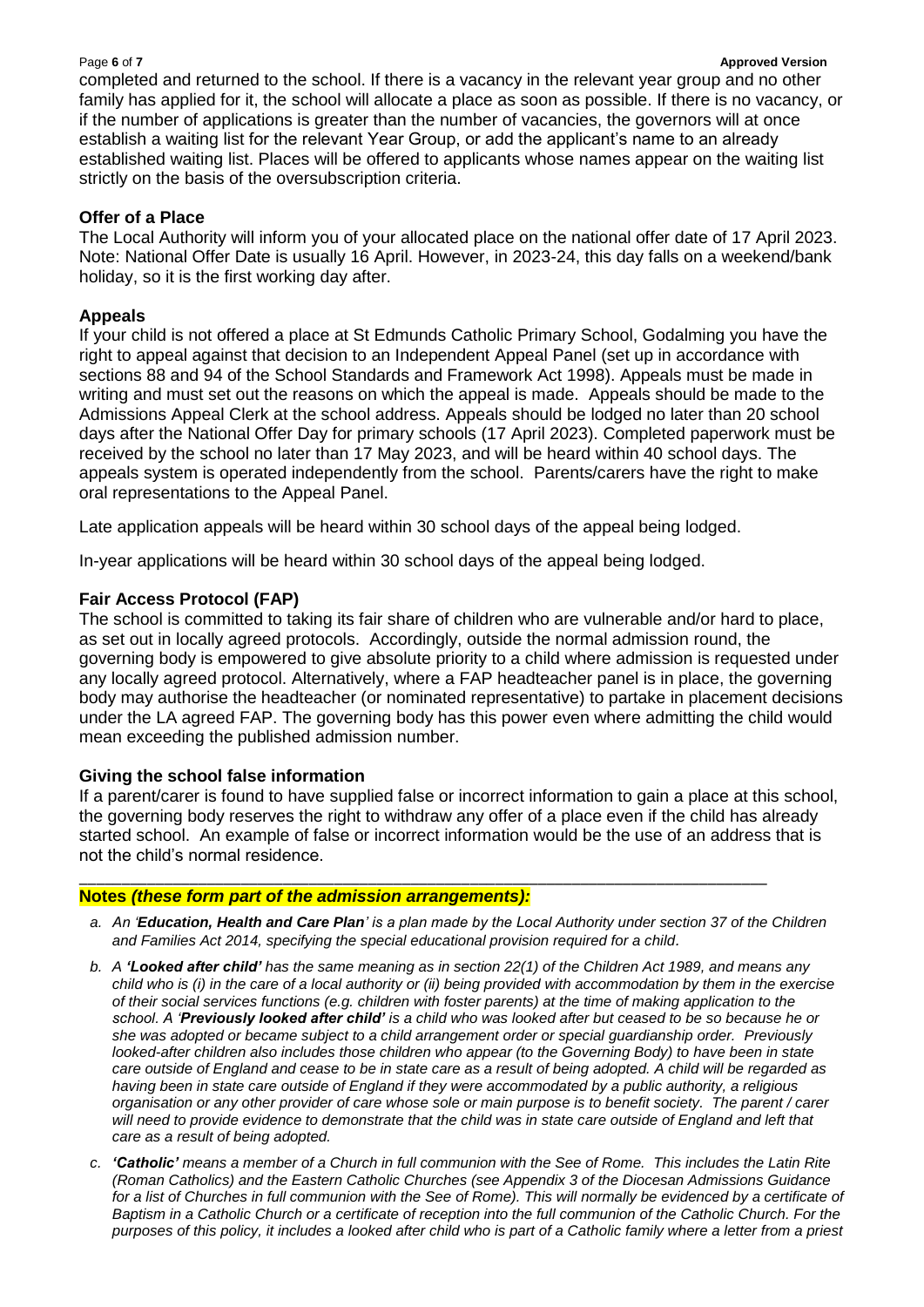completed and returned to the school. If there is a vacancy in the relevant year group and no other family has applied for it, the school will allocate a place as soon as possible. If there is no vacancy, or if the number of applications is greater than the number of vacancies, the governors will at once establish a waiting list for the relevant Year Group, or add the applicant's name to an already established waiting list. Places will be offered to applicants whose names appear on the waiting list strictly on the basis of the oversubscription criteria.

**Offer of a Place**

The Local Authority will inform you of your allocated place on the national offer date of 17 April 2023. Note: National Offer Date is usually 16 April. However, in 2023-24, this day falls on a weekend/bank holiday, so it is the first working day after.

**Appeals**

If your child is not offered a place at St Edmunds Catholic Primary School, Godalming you have the right to appeal against that decision to an Independent Appeal Panel (set up in accordance with sections 88 and 94 of the School Standards and Framework Act 1998). Appeals must be made in writing and must set out the reasons on which the appeal is made. Appeals should be made to the Admissions Appeal Clerk at the school address. Appeals should be lodged no later than 20 school days after the National Offer Day for primary schools (17 April 2023). Completed paperwork must be received by the school no later than 17 May 2023, and will be heard within 40 school days. The appeals system is operated independently from the school. Parents/carers have the right to make oral representations to the Appeal Panel.

Late application appeals will be heard within 30 school days of the appeal being lodged.

In-year applications will be heard within 30 school days of the appeal being lodged.

**Fair Access Protocol (FAP)**

The school is committed to taking its fair share of children who are vulnerable and/or hard to place, as set out in locally agreed protocols. Accordingly, outside the normal admission round, the governing body is empowered to give absolute priority to a child where admission is requested under any locally agreed protocol. Alternatively, where a FAP headteacher panel is in place, the governing body may authorise the headteacher (or nominated representative) to partake in placement decisions under the LA agreed FAP. The governing body has this power even where admitting the child would mean exceeding the published admission number.

**Giving the school false information**

If a parent/carer is found to have supplied false or incorrect information to gain a place at this school, the governing body reserves the right to withdraw any offer of a place even if the child has already started school. An example of false or incorrect information would be the use of an address that is not the child's normal residence.

---

**Notes *(these form part of the admission arrangements):***

a. *An '**Education, Health and Care Plan**' is a plan made by the Local Authority under section 37 of the Children and Families Act 2014, specifying the special educational provision required for a child.*

b. *A **'Looked after child'** has the same meaning as in section 22(1) of the Children Act 1989, and means any child who is (i) in the care of a local authority or (ii) being provided with accommodation by them in the exercise of their social services functions (e.g. children with foster parents) at the time of making application to the school. A '**Previously looked after child**' is a child who was looked after but ceased to be so because he or she was adopted or became subject to a child arrangement order or special guardianship order. Previously looked-after children also includes those children who appear (to the Governing Body) to have been in state care outside of England and cease to be in state care as a result of being adopted. A child will be regarded as having been in state care outside of England if they were accommodated by a public authority, a religious organisation or any other provider of care whose sole or main purpose is to benefit society. The parent / carer will need to provide evidence to demonstrate that the child was in state care outside of England and left that care as a result of being adopted.*

c. ***'Catholic'** means a member of a Church in full communion with the See of Rome. This includes the Latin Rite (Roman Catholics) and the Eastern Catholic Churches (see Appendix 3 of the Diocesan Admissions Guidance for a list of Churches in full communion with the See of Rome). This will normally be evidenced by a certificate of Baptism in a Catholic Church or a certificate of reception into the full communion of the Catholic Church. For the purposes of this policy, it includes a looked after child who is part of a Catholic family where a letter from a priest*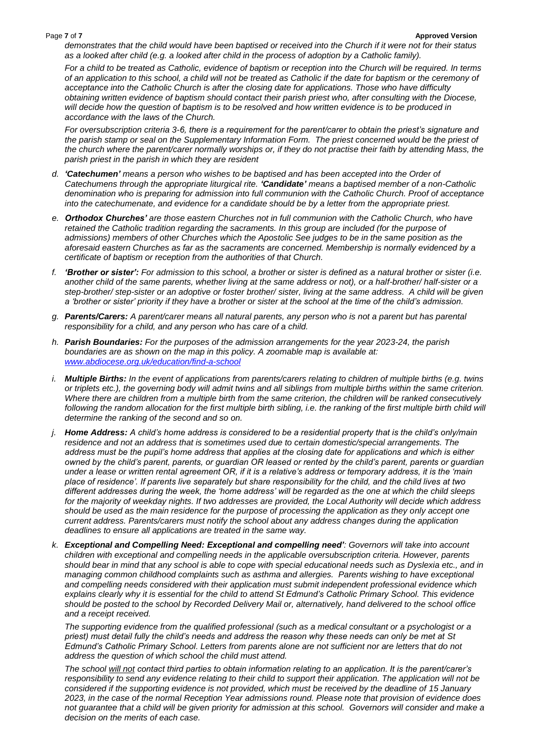*demonstrates that the child would have been baptised or received into the Church if it were not for their status as a looked after child (e.g. a looked after child in the process of adoption by a Catholic family).*

*For a child to be treated as Catholic, evidence of baptism or reception into the Church will be required. In terms of an application to this school, a child will not be treated as Catholic if the date for baptism or the ceremony of acceptance into the Catholic Church is after the closing date for applications. Those who have difficulty obtaining written evidence of baptism should contact their parish priest who, after consulting with the Diocese, will decide how the question of baptism is to be resolved and how written evidence is to be produced in accordance with the laws of the Church.*

*For oversubscription criteria 3-6, there is a requirement for the parent/carer to obtain the priest's signature and the parish stamp or seal on the Supplementary Information Form. The priest concerned would be the priest of the church where the parent/carer normally worships or, if they do not practise their faith by attending Mass, the parish priest in the parish in which they are resident*

d. ***'Catechumen'*** *means a person who wishes to be baptised and has been accepted into the Order of Catechumens through the appropriate liturgical rite.* ***'Candidate'*** *means a baptised member of a non-Catholic denomination who is preparing for admission into full communion with the Catholic Church. Proof of acceptance into the catechumenate, and evidence for a candidate should be by a letter from the appropriate priest.*

e. ***Orthodox Churches'*** *are those eastern Churches not in full communion with the Catholic Church, who have retained the Catholic tradition regarding the sacraments. In this group are included (for the purpose of admissions) members of other Churches which the Apostolic See judges to be in the same position as the aforesaid eastern Churches as far as the sacraments are concerned. Membership is normally evidenced by a certificate of baptism or reception from the authorities of that Church.*

f. ***'Brother or sister':*** *For admission to this school, a brother or sister is defined as a natural brother or sister (i.e. another child of the same parents, whether living at the same address or not), or a half-brother/ half-sister or a step-brother/ step-sister or an adoptive or foster brother/ sister, living at the same address. A child will be given a 'brother or sister' priority if they have a brother or sister at the school at the time of the child's admission.*

g. ***Parents/Carers:*** *A parent/carer means all natural parents, any person who is not a parent but has parental responsibility for a child, and any person who has care of a child.*

h. ***Parish Boundaries:*** *For the purposes of the admission arrangements for the year 2023-24, the parish boundaries are as shown on the map in this policy. A zoomable map is available at: [www.abdiocese.org.uk/education/find-a-school](www.abdiocese.org.uk/education/find-a-school)*

i. ***Multiple Births:*** *In the event of applications from parents/carers relating to children of multiple births (e.g. twins or triplets etc.), the governing body will admit twins and all siblings from multiple births within the same criterion. Where there are children from a multiple birth from the same criterion, the children will be ranked consecutively following the random allocation for the first multiple birth sibling, i.e. the ranking of the first multiple birth child will determine the ranking of the second and so on.*

j. ***Home Address:*** *A child's home address is considered to be a residential property that is the child's only/main residence and not an address that is sometimes used due to certain domestic/special arrangements. The address must be the pupil's home address that applies at the closing date for applications and which is either owned by the child's parent, parents, or guardian OR leased or rented by the child's parent, parents or guardian under a lease or written rental agreement OR, if it is a relative's address or temporary address, it is the 'main place of residence'. If parents live separately but share responsibility for the child, and the child lives at two different addresses during the week, the 'home address' will be regarded as the one at which the child sleeps for the majority of weekday nights. If two addresses are provided, the Local Authority will decide which address should be used as the main residence for the purpose of processing the application as they only accept one current address. Parents/carers must notify the school about any address changes during the application deadlines to ensure all applications are treated in the same way.*

k. ***Exceptional and Compelling Need: Exceptional and compelling need'****: Governors will take into account children with exceptional and compelling needs in the applicable oversubscription criteria. However, parents should bear in mind that any school is able to cope with special educational needs such as Dyslexia etc., and in managing common childhood complaints such as asthma and allergies. Parents wishing to have exceptional and compelling needs considered with their application must submit independent professional evidence which explains clearly why it is essential for the child to attend St Edmund's Catholic Primary School. This evidence should be posted to the school by Recorded Delivery Mail or, alternatively, hand delivered to the school office and a receipt received.*

*The supporting evidence from the qualified professional (such as a medical consultant or a psychologist or a priest) must detail fully the child's needs and address the reason why these needs can only be met at St Edmund's Catholic Primary School. Letters from parents alone are not sufficient nor are letters that do not address the question of which school the child must attend.*

*The school <u>will not</u> contact third parties to obtain information relating to an application. It is the parent/carer's responsibility to send any evidence relating to their child to support their application. The application will not be considered if the supporting evidence is not provided, which must be received by the deadline of 15 January 2023, in the case of the normal Reception Year admissions round. Please note that provision of evidence does not guarantee that a child will be given priority for admission at this school. Governors will consider and make a decision on the merits of each case.*